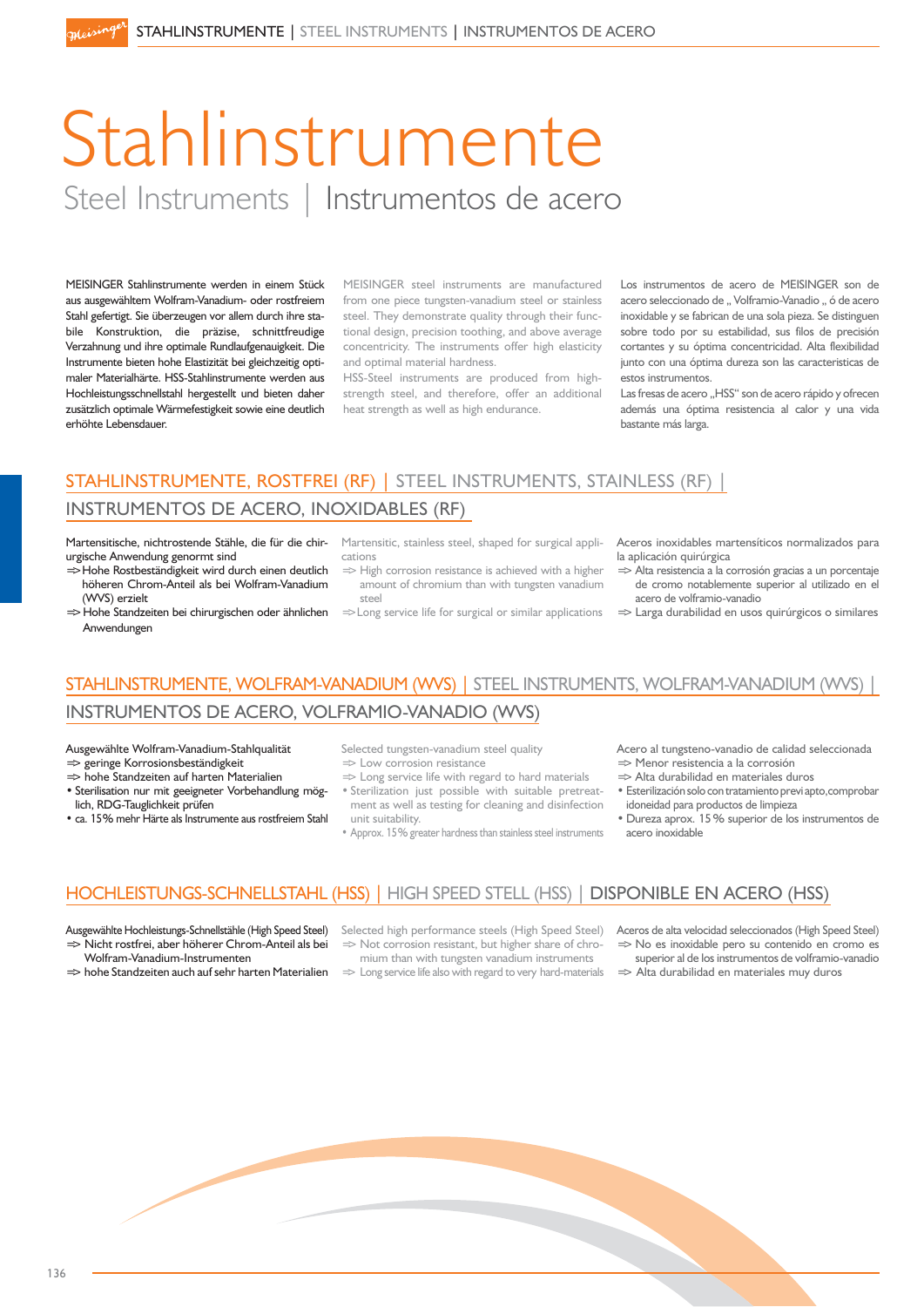# Stahlinstrumente

## Steel Instruments | Instrumentos de acero

MEISINGER Stahlinstrumente werden in einem Stück aus ausgewähltem Wolfram-Vanadium- oder rostfreiem Stahl gefertigt. Sie überzeugen vor allem durch ihre stabile Konstruktion, die präzise, schnittfreudige Verzahnung und ihre optimale Rundlaufgenauigkeit. Die Instrumente bieten hohe Elastizität bei gleichzeitig optimaler Materialhärte. HSS-Stahlinstrumente werden aus Hochleistungsschnellstahl hergestellt und bieten daher zusätzlich optimale Wärmefestigkeit sowie eine deutlich erhöhte Lebensdauer.

MEISINGER steel instruments are manufactured from one piece tungsten-vanadium steel or stainless steel. They demonstrate quality through their functional design, precision toothing, and above average concentricity. The instruments offer high elasticity and optimal material hardness.
HSS-Steel instruments are produced from high-strength steel, and therefore, offer an additional heat strength as well as high endurance.

Los instrumentos de acero de MEISINGER son de acero seleccionado de „ Volframio-Vanadio „ ó de acero inoxidable y se fabrican de una sola pieza. Se distinguen sobre todo por su estabilidad, sus filos de precisión cortantes y su óptima concentricidad. Alta flexibilidad junto con una óptima dureza son las caracteristicas de estos instrumentos.
Las fresas de acero „HSS" son de acero rápido y ofrecen además una óptima resistencia al calor y una vida bastante más larga.

## STAHLINSTRUMENTE, ROSTFREI (RF) | STEEL INSTRUMENTS, STAINLESS (RF) | INSTRUMENTOS DE ACERO, INOXIDABLES (RF)

Martensitische, nichtrostende Stähle, die für die chirurgische Anwendung genormt sind
⇒ Hohe Rostbeständigkeit wird durch einen deutlich höheren Chrom-Anteil als bei Wolfram-Vanadium (WVS) erzielt
⇒ Hohe Standzeiten bei chirurgischen oder ähnlichen Anwendungen

Martensitic, stainless steel, shaped for surgical applications
⇒ High corrosion resistance is achieved with a higher amount of chromium than with tungsten vanadium steel
⇒ Long service life for surgical or similar applications

Aceros inoxidables martensíticos normalizados para la aplicación quirúrgica
⇒ Alta resistencia a la corrosión gracias a un porcentaje de cromo notablemente superior al utilizado en el acero de volframio-vanadio
⇒ Larga durabilidad en usos quirúrgicos o similares

## STAHLINSTRUMENTE, WOLFRAM-VANADIUM (WVS) | STEEL INSTRUMENTS, WOLFRAM-VANADIUM (WVS) | INSTRUMENTOS DE ACERO, VOLFRAMIO-VANADIO (WVS)

Ausgewählte Wolfram-Vanadium-Stahlqualität
⇒ geringe Korrosionsbeständigkeit
⇒ hohe Standzeiten auf harten Materialien
- Sterilisation nur mit geeigneter Vorbehandlung möglich, RDG-Tauglichkeit prüfen
- ca. 15% mehr Härte als Instrumente aus rostfreiem Stahl

Selected tungsten-vanadium steel quality
⇒ Low corrosion resistance
⇒ Long service life with regard to hard materials
- Sterilization just possible with suitable pretreatment as well as testing for cleaning and disinfection unit suitability.
- Approx. 15% greater hardness than stainless steel instruments

Acero al tungsteno-vanadio de calidad seleccionada
⇒ Menor resistencia a la corrosión
⇒ Alta durabilidad en materiales duros
- Esterilización solo con tratamiento previ apto, comprobar idoneidad para productos de limpieza
- Dureza aprox. 15 % superior de los instrumentos de acero inoxidable

## HOCHLEISTUNGS-SCHNELLSTAHL (HSS) | HIGH SPEED STELL (HSS) | DISPONIBLE EN ACERO (HSS)

Ausgewählte Hochleistungs-Schnellstähle (High Speed Steel)
⇒ Nicht rostfrei, aber höherer Chrom-Anteil als bei Wolfram-Vanadium-Instrumenten
⇒ hohe Standzeiten auch auf sehr harten Materialien

Selected high performance steels (High Speed Steel)
⇒ Not corrosion resistant, but higher share of chromium than with tungsten vanadium instruments
⇒ Long service life also with regard to very hard-materials

Aceros de alta velocidad seleccionados (High Speed Steel)
⇒ No es inoxidable pero su contenido en cromo es superior al de los instrumentos de volframio-vanadio
⇒ Alta durabilidad en materiales muy duros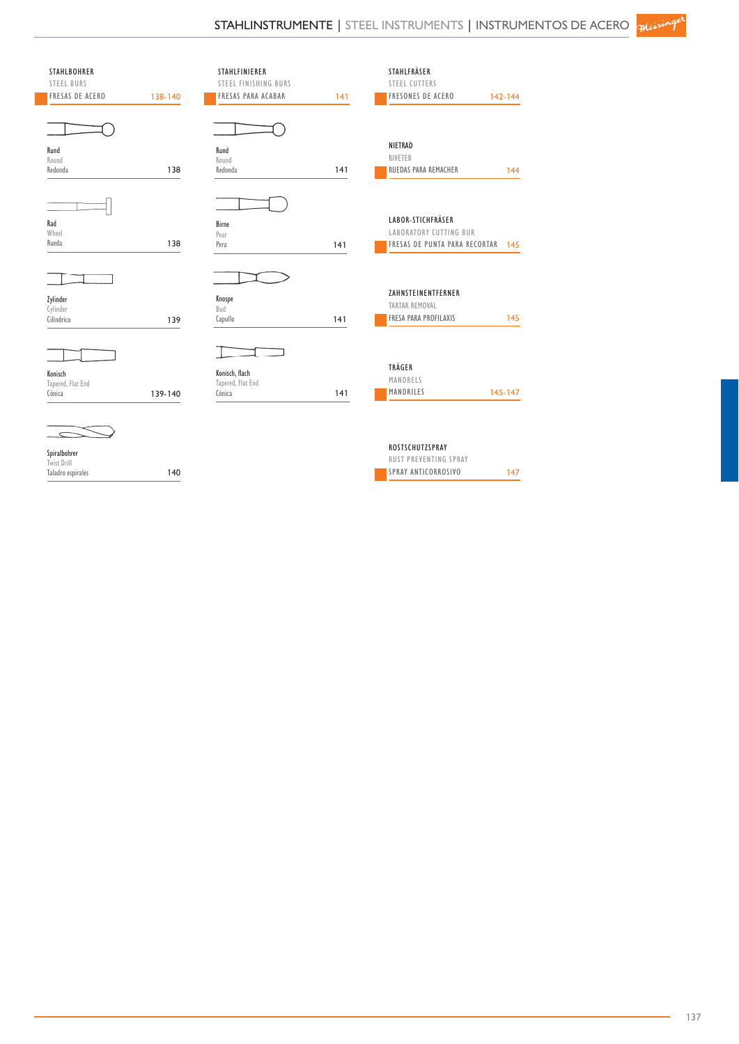## STAHLINSTRUMENTE | STEEL INSTRUMENTS | INSTRUMENTOS DE ACERO

### STAHLBOHRER
STEEL BURS
FRESAS DE ACERO — 138-140

| | | |
|---|---|---|
| Rund | Round | Redonda | 138 |
| Rad | Wheel | Rueda | 138 |
| Zylinder | Cylinder | Cilíndrico | 139 |
| Konisch | Tapered, Flat End | Cónica | 139-140 |
| Spiralbohrer | Twist Drill | Taladro espirales | 140 |

### STAHLFINIERER
STEEL FINISHING BURS
FRESAS PARA ACABAR — 141

| | | | |
|---|---|---|---|
| Rund | Round | Redonda | 141 |
| Birne | Pear | Pera | 141 |
| Knospe | Bud | Capullo | 141 |
| Konisch, flach | Tapered, Flat End | Cónica | 141 |

### STAHLFRÄSER
STEEL CUTTERS
FRESONES DE ACERO — 142-144

### NIETRAD
RIVETER
RUEDAS PARA REMACHER — 144

### LABOR-STICHFRÄSER
LABORATORY CUTTING BUR
FRESAS DE PUNTA PARA RECORTAR — 145

### ZAHNSTEINENTFERNER
TARTAR REMOVAL
FRESA PARA PROFILAXIS — 145

### TRÄGER
MANDRELS
MANDRILES — 145-147

### ROSTSCHUTZSPRAY
RUST PREVENTING SPRAY
SPRAY ANTICORROSIVO — 147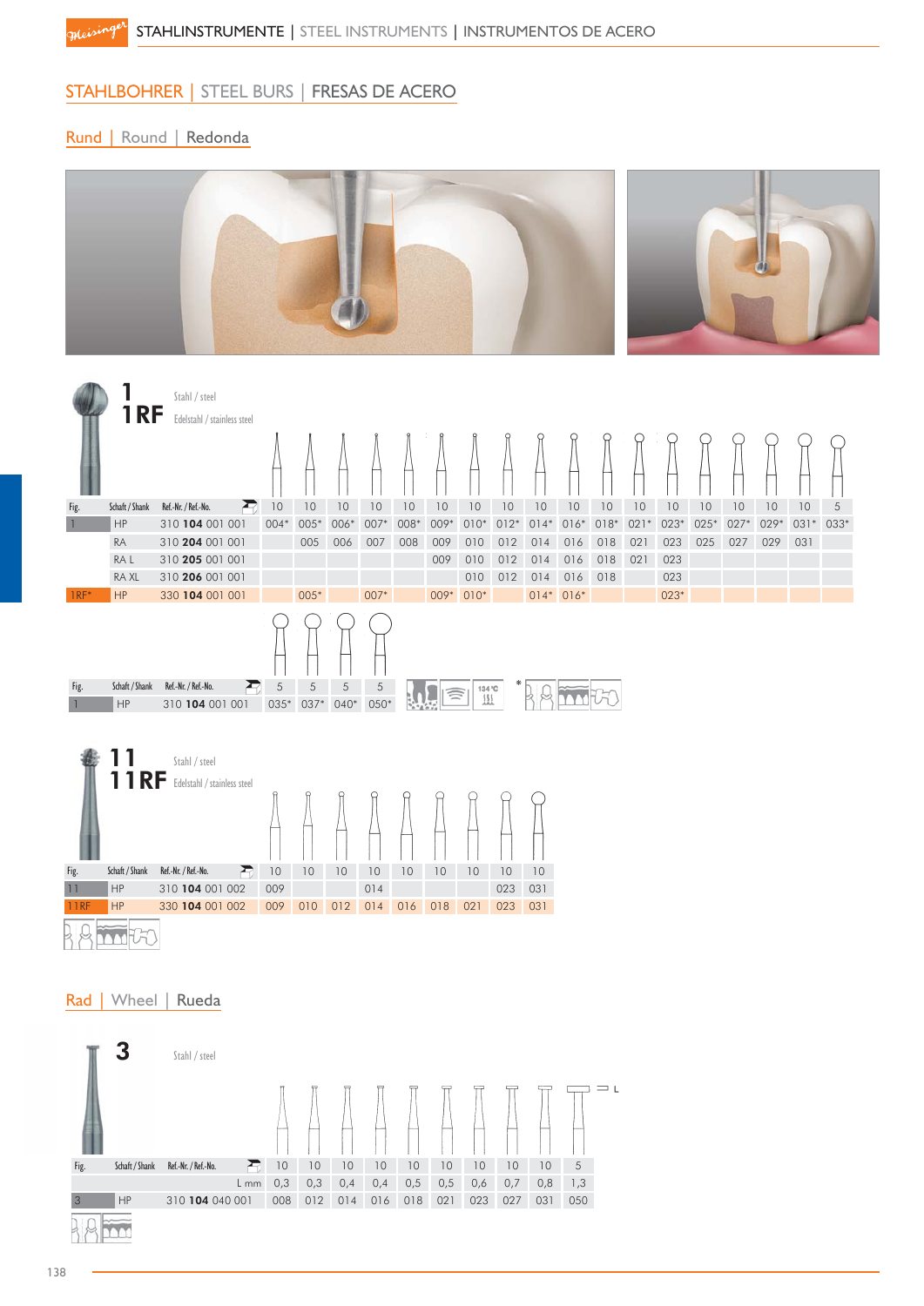STAHLINSTRUMENTE | STEEL INSTRUMENTS | INSTRUMENTOS DE ACERO

## STAHLBOHRER | STEEL BURS | FRESAS DE ACERO

### Rund | Round | Redonda

**1** Stahl / steel
**1 RF** Edelstahl / stainless steel

| Fig. | Schaft / Shank | Ref.-Nr. / Ref.-No. | 10 | 10 | 10 | 10 | 10 | 10 | 10 | 10 | 10 | 10 | 10 | 10 | 10 | 10 | 10 | 10 | 10 | 5 |
|---|---|---|---|---|---|---|---|---|---|---|---|---|---|---|---|---|---|---|---|---|
| 1 | HP | 310 **104** 001 001 | 004* | 005* | 006* | 007* | 008* | 009* | 010* | 012* | 014* | 016* | 018* | 021* | 023* | 025* | 027* | 029* | 031* | 033* |
| | RA | 310 **204** 001 001 | | 005 | 006 | 007 | 008 | 009 | 010 | 012 | 014 | 016 | 018 | 021 | 023 | 025 | 027 | 029 | 031 | |
| | RA L | 310 **205** 001 001 | | | | | | 009 | 010 | 012 | 014 | 016 | 018 | 021 | 023 | | | | | |
| | RA XL | 310 **206** 001 001 | | | | | | | 010 | 012 | 014 | 016 | 018 | | 023 | | | | | |
| 1RF* | HP | 330 **104** 001 001 | | 005* | | 007* | | 009* | 010* | | 014* | 016* | | | 023* | | | | | |

| Fig. | Schaft / Shank | Ref.-Nr. / Ref.-No. | 5 | 5 | 5 | 5 |
|---|---|---|---|---|---|---|
| 1 | HP | 310 **104** 001 001 | 035* | 037* | 040* | 050* |

134 °C

\*

**11** Stahl / steel
**11 RF** Edelstahl / stainless steel

| Fig. | Schaft / Shank | Ref.-Nr. / Ref.-No. | 10 | 10 | 10 | 10 | 10 | 10 | 10 | 10 | 10 |
|---|---|---|---|---|---|---|---|---|---|---|---|
| 11 | HP | 310 **104** 001 002 | 009 | | | 014 | | | | 023 | 031 |
| 11RF | HP | 330 **104** 001 002 | 009 | 010 | 012 | 014 | 016 | 018 | 021 | 023 | 031 |

### Rad | Wheel | Rueda

**3** Stahl / steel

| Fig. | Schaft / Shank | Ref.-Nr. / Ref.-No. | 10 | 10 | 10 | 10 | 10 | 10 | 10 | 10 | 10 | 5 |
|---|---|---|---|---|---|---|---|---|---|---|---|---|
| | | L mm | 0,3 | 0,3 | 0,4 | 0,4 | 0,5 | 0,5 | 0,6 | 0,7 | 0,8 | 1,3 |
| 3 | HP | 310 **104** 040 001 | 008 | 012 | 014 | 016 | 018 | 021 | 023 | 027 | 031 | 050 |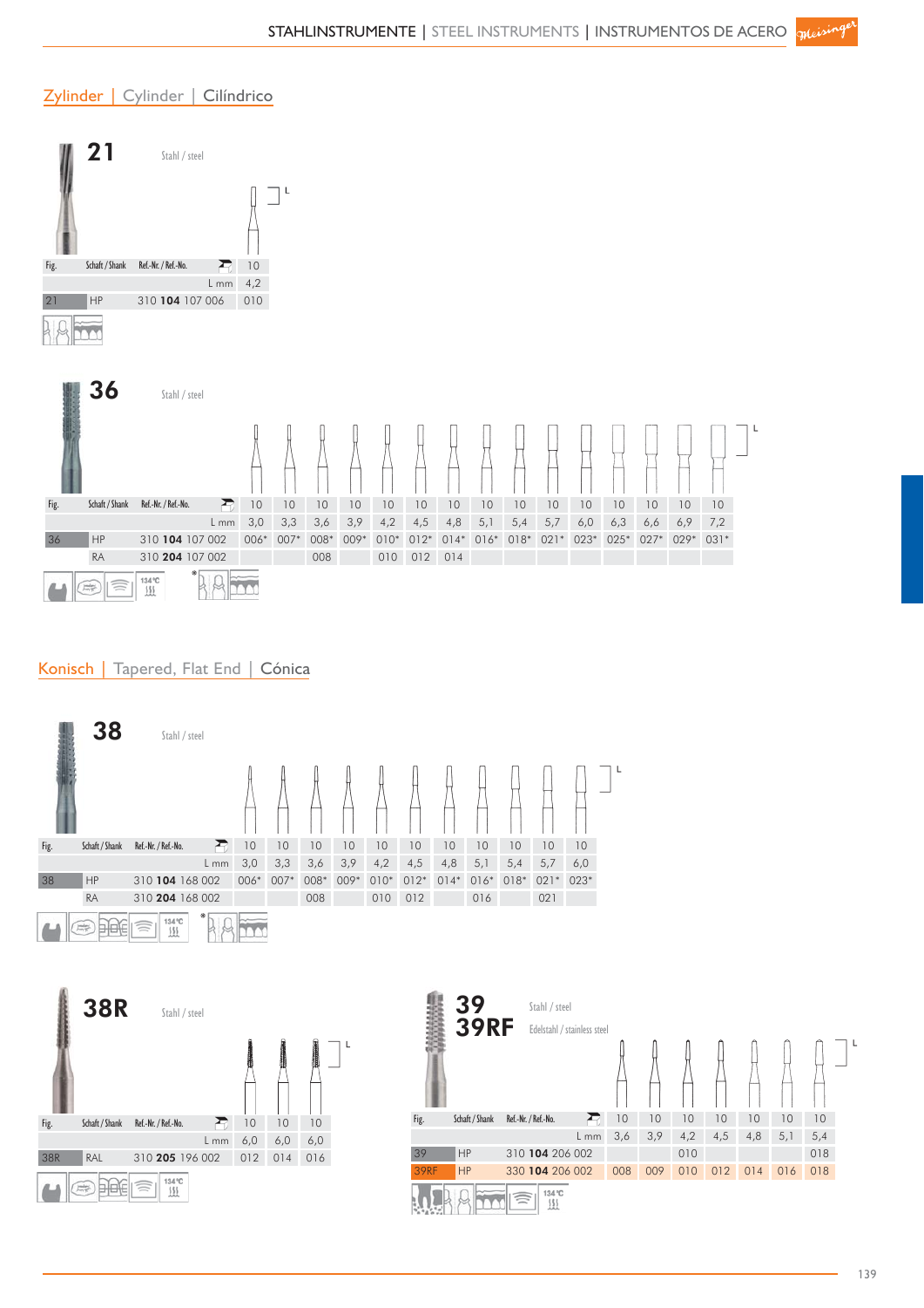## Zylinder | Cylinder | Cilíndrico

### 21

Stahl / steel

| Fig. | Schaft / Shank | Ref.-Nr. / Ref.-No. | 10 |
|---|---|---|---|
| | | L mm | 4,2 |
| 21 | HP | 310 **104** 107 006 | 010 |

### 36

Stahl / steel

| Fig. | Schaft / Shank | Ref.-Nr. / Ref.-No. | 10 | 10 | 10 | 10 | 10 | 10 | 10 | 10 | 10 | 10 | 10 | 10 | 10 | 10 | 10 |
|---|---|---|---|---|---|---|---|---|---|---|---|---|---|---|---|---|---|
| | | L mm | 3,0 | 3,3 | 3,6 | 3,9 | 4,2 | 4,5 | 4,8 | 5,1 | 5,4 | 5,7 | 6,0 | 6,3 | 6,6 | 6,9 | 7,2 |
| 36 | HP | 310 **104** 107 002 | 006* | 007* | 008* | 009* | 010* | 012* | 014* | 016* | 018* | 021* | 023* | 025* | 027* | 029* | 031* |
| | RA | 310 **204** 107 002 | | | 008 | | 010 | 012 | 014 | | | | | | | | |

134 °C

*

## Konisch | Tapered, Flat End | Cónica

### 38

Stahl / steel

| Fig. | Schaft / Shank | Ref.-Nr. / Ref.-No. | 10 | 10 | 10 | 10 | 10 | 10 | 10 | 10 | 10 | 10 | 10 |
|---|---|---|---|---|---|---|---|---|---|---|---|---|---|
| | | L mm | 3,0 | 3,3 | 3,6 | 3,9 | 4,2 | 4,5 | 4,8 | 5,1 | 5,4 | 5,7 | 6,0 |
| 38 | HP | 310 **104** 168 002 | 006* | 007* | 008* | 009* | 010* | 012* | 014* | 016* | 018* | 021* | 023* |
| | RA | 310 **204** 168 002 | | | 008 | | 010 | 012 | | 016 | | 021 | |

134 °C

*

### 38R

Stahl / steel

| Fig. | Schaft / Shank | Ref.-Nr. / Ref.-No. | 10 | 10 | 10 |
|---|---|---|---|---|---|
| | | L mm | 6,0 | 6,0 | 6,0 |
| 38R | RAL | 310 **205** 196 002 | 012 | 014 | 016 |

134 °C

### 39 / 39RF

39: Stahl / steel
39RF: Edelstahl / stainless steel

| Fig. | Schaft / Shank | Ref.-Nr. / Ref.-No. | 10 | 10 | 10 | 10 | 10 | 10 | 10 |
|---|---|---|---|---|---|---|---|---|---|
| | | L mm | 3,6 | 3,9 | 4,2 | 4,5 | 4,8 | 5,1 | 5,4 |
| 39 | HP | 310 **104** 206 002 | | | 010 | | | | 018 |
| 39RF | HP | 330 **104** 206 002 | 008 | 009 | 010 | 012 | 014 | 016 | 018 |

134 °C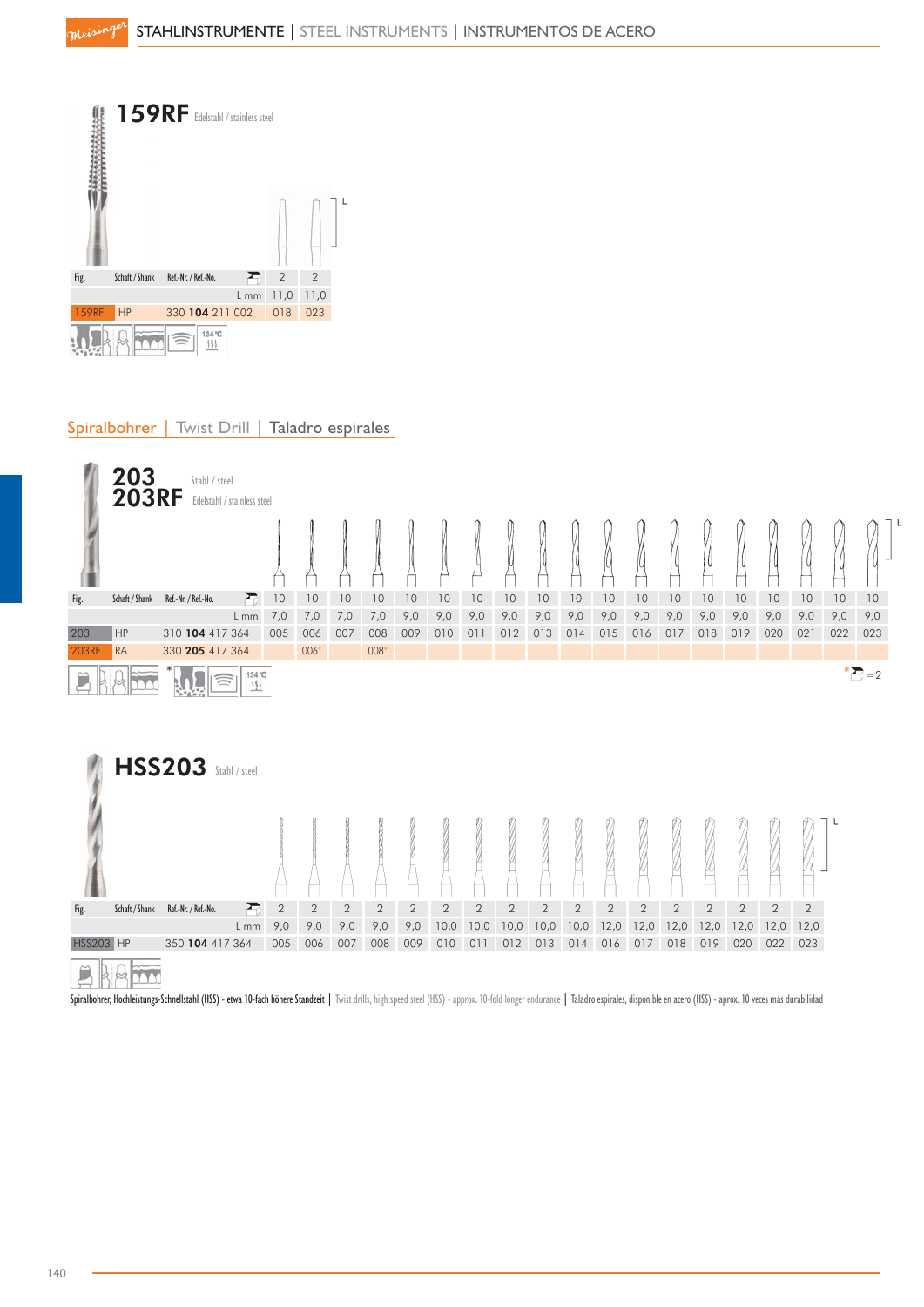# 159RF Edelstahl / stainless steel

| Fig. | Schaft / Shank | Ref.-Nr. / Ref.-No. | | | |
|---|---|---|---|---|---|
| | | | | 2 | 2 |
| | | | L mm | 11,0 | 11,0 |
| 159RF | HP | 330 **104** 211 002 | | 018 | 023 |

134 °C

## Spiralbohrer | Twist Drill | Taladro espirales

# 203 Stahl / steel
# 203RF Edelstahl / stainless steel

| Fig. | Schaft / Shank | Ref.-Nr. / Ref.-No. | | | | | | | | | | | | | | | | | | | | |
|---|---|---|---|---|---|---|---|---|---|---|---|---|---|---|---|---|---|---|---|---|---|---|
| | | | | 10 | 10 | 10 | 10 | 10 | 10 | 10 | 10 | 10 | 10 | 10 | 10 | 10 | 10 | 10 | 10 | 10 | 10 | 10 |
| | | | L mm | 7,0 | 7,0 | 7,0 | 7,0 | 9,0 | 9,0 | 9,0 | 9,0 | 9,0 | 9,0 | 9,0 | 9,0 | 9,0 | 9,0 | 9,0 | 9,0 | 9,0 | 9,0 | 9,0 |
| 203 | HP | 310 **104** 417 364 | | 005 | 006 | 007 | 008 | 009 | 010 | 011 | 012 | 013 | 014 | 015 | 016 | 017 | 018 | 019 | 020 | 021 | 022 | 023 |
| 203RF | RA L | 330 **205** 417 364 | | | 006* | | 008* | | | | | | | | | | | | | | | |

134 °C

* = 2

# HSS203 Stahl / steel

| Fig. | Schaft / Shank | Ref.-Nr. / Ref.-No. | | | | | | | | | | | | | | | | | | |
|---|---|---|---|---|---|---|---|---|---|---|---|---|---|---|---|---|---|---|---|---|
| | | | | 2 | 2 | 2 | 2 | 2 | 2 | 2 | 2 | 2 | 2 | 2 | 2 | 2 | 2 | 2 | 2 | 2 |
| | | | L mm | 9,0 | 9,0 | 9,0 | 9,0 | 9,0 | 10,0 | 10,0 | 10,0 | 10,0 | 10,0 | 12,0 | 12,0 | 12,0 | 12,0 | 12,0 | 12,0 | 12,0 |
| HSS203 | HP | 350 **104** 417 364 | | 005 | 006 | 007 | 008 | 009 | 010 | 011 | 012 | 013 | 014 | 016 | 017 | 018 | 019 | 020 | 022 | 023 |

Spiralbohrer, Hochleistungs-Schnellstahl (HSS) - etwa 10-fach höhere Standzeit | Twist drills, high speed steel (HSS) - approx. 10-fold longer endurance | Taladro espirales, disponible en acero (HSS) - aprox. 10 veces más durabilidad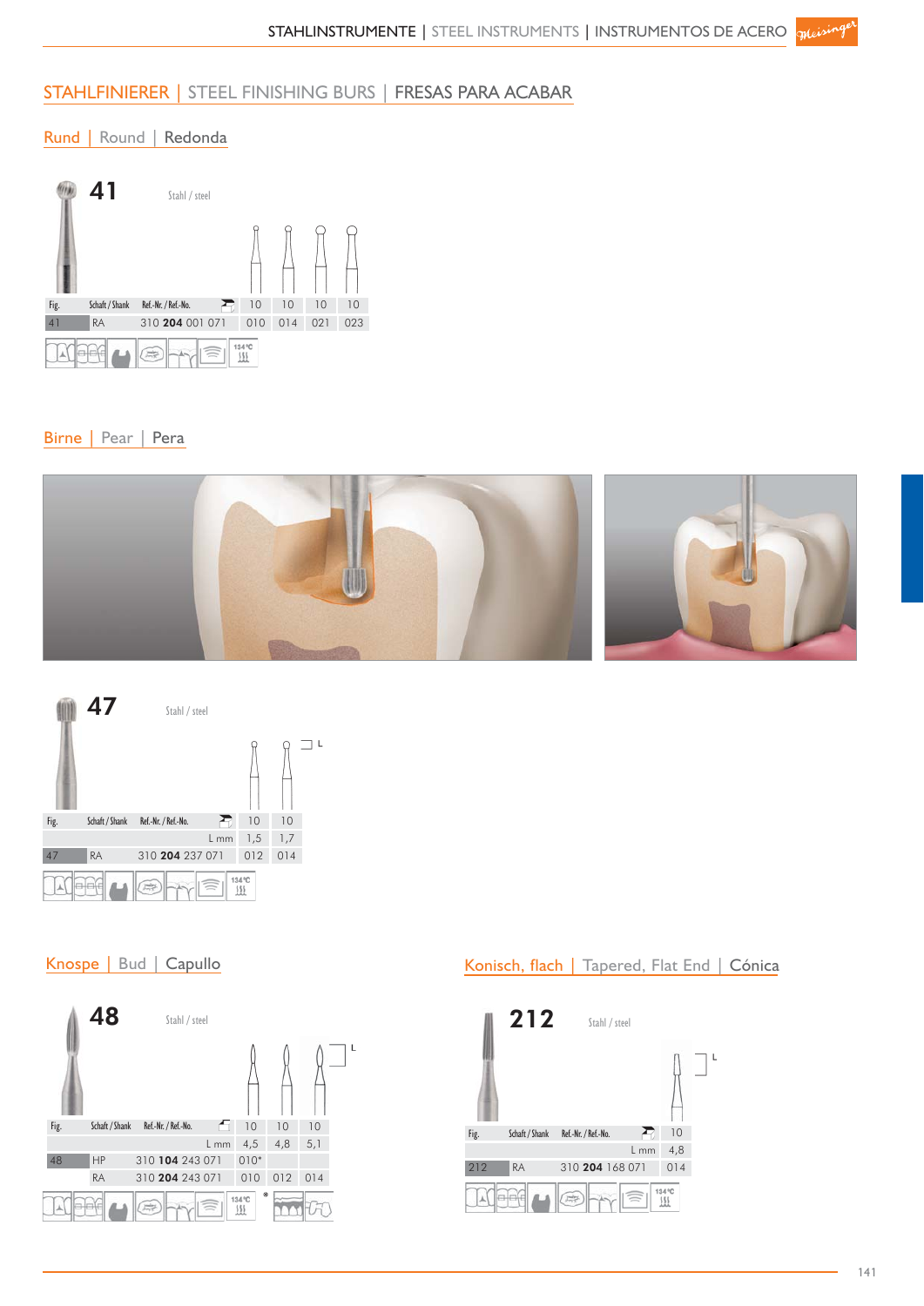## STAHLFINIERER | STEEL FINISHING BURS | FRESAS PARA ACABAR

### Rund | Round | Redonda

**41** Stahl / steel

| Fig. | Schaft / Shank | Ref.-Nr. / Ref.-No. | | | | |
|---|---|---|---|---|---|---|
| | | | 10 | 10 | 10 | 10 |
| 41 | RA | 310 **204** 001 071 | 010 | 014 | 021 | 023 |

134 °C

### Birne | Pear | Pera

**47** Stahl / steel

| Fig. | Schaft / Shank | Ref.-Nr. / Ref.-No. | | |
|---|---|---|---|---|
| | | | 10 | 10 |
| | | L mm | 1,5 | 1,7 |
| 47 | RA | 310 **204** 237 071 | 012 | 014 |

134 °C

### Knospe | Bud | Capullo

**48** Stahl / steel

| Fig. | Schaft / Shank | Ref.-Nr. / Ref.-No. | | | |
|---|---|---|---|---|---|
| | | | 10 | 10 | 10 |
| | | L mm | 4,5 | 4,8 | 5,1 |
| 48 | HP | 310 **104** 243 071 | 010* | | |
| | RA | 310 **204** 243 071 | 010 | 012 | 014 |

134 °C

*

### Konisch, flach | Tapered, Flat End | Cónica

**212** Stahl / steel

| Fig. | Schaft / Shank | Ref.-Nr. / Ref.-No. | |
|---|---|---|---|
| | | | 10 |
| | | L mm | 4,8 |
| 212 | RA | 310 **204** 168 071 | 014 |

134 °C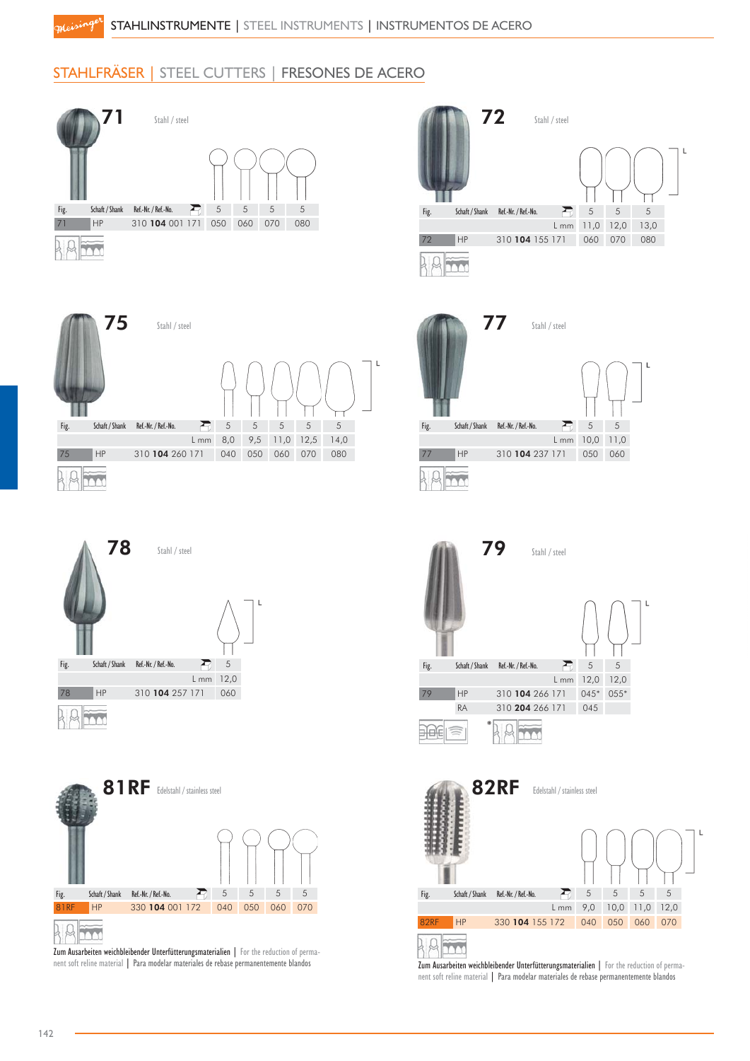STAHLINSTRUMENTE | STEEL INSTRUMENTS | INSTRUMENTOS DE ACERO

## STAHLFRÄSER | STEEL CUTTERS | FRESONES DE ACERO

### 71

Stahl / steel

| Fig. | Schaft / Shank | Ref.-Nr. / Ref.-No. | | | | |
|---|---|---|---|---|---|---|
| | | | 5 | 5 | 5 | 5 |
| 71 | HP | 310 **104** 001 171 | 050 | 060 | 070 | 080 |

### 72

Stahl / steel

| Fig. | Schaft / Shank | Ref.-Nr. / Ref.-No. | | | |
|---|---|---|---|---|---|
| | | | 5 | 5 | 5 |
| | | L mm | 11,0 | 12,0 | 13,0 |
| 72 | HP | 310 **104** 155 171 | 060 | 070 | 080 |

### 75

Stahl / steel

| Fig. | Schaft / Shank | Ref.-Nr. / Ref.-No. | | | | | |
|---|---|---|---|---|---|---|---|
| | | | 5 | 5 | 5 | 5 | 5 |
| | | L mm | 8,0 | 9,5 | 11,0 | 12,5 | 14,0 |
| 75 | HP | 310 **104** 260 171 | 040 | 050 | 060 | 070 | 080 |

### 77

Stahl / steel

| Fig. | Schaft / Shank | Ref.-Nr. / Ref.-No. | | |
|---|---|---|---|---|
| | | | 5 | 5 |
| | | L mm | 10,0 | 11,0 |
| 77 | HP | 310 **104** 237 171 | 050 | 060 |

### 78

Stahl / steel

| Fig. | Schaft / Shank | Ref.-Nr. / Ref.-No. | |
|---|---|---|---|
| | | | 5 |
| | | L mm | 12,0 |
| 78 | HP | 310 **104** 257 171 | 060 |

### 79

Stahl / steel

| Fig. | Schaft / Shank | Ref.-Nr. / Ref.-No. | | |
|---|---|---|---|---|
| | | | 5 | 5 |
| | | L mm | 12,0 | 12,0 |
| 79 | HP | 310 **104** 266 171 | 045* | 055* |
| | RA | 310 **204** 266 171 | 045 | |

### 81RF

Edelstahl / stainless steel

| Fig. | Schaft / Shank | Ref.-Nr. / Ref.-No. | | | | |
|---|---|---|---|---|---|---|
| | | | 5 | 5 | 5 | 5 |
| 81RF | HP | 330 **104** 001 172 | 040 | 050 | 060 | 070 |

Zum Ausarbeiten weichbleibender Unterfütterungsmaterialien | For the reduction of permanent soft reline material | Para modelar materiales de rebase permanentemente blandos

### 82RF

Edelstahl / stainless steel

| Fig. | Schaft / Shank | Ref.-Nr. / Ref.-No. | | | | |
|---|---|---|---|---|---|---|
| | | | 5 | 5 | 5 | 5 |
| | | L mm | 9,0 | 10,0 | 11,0 | 12,0 |
| 82RF | HP | 330 **104** 155 172 | 040 | 050 | 060 | 070 |

Zum Ausarbeiten weichbleibender Unterfütterungsmaterialien | For the reduction of permanent soft reline material | Para modelar materiales de rebase permanentemente blandos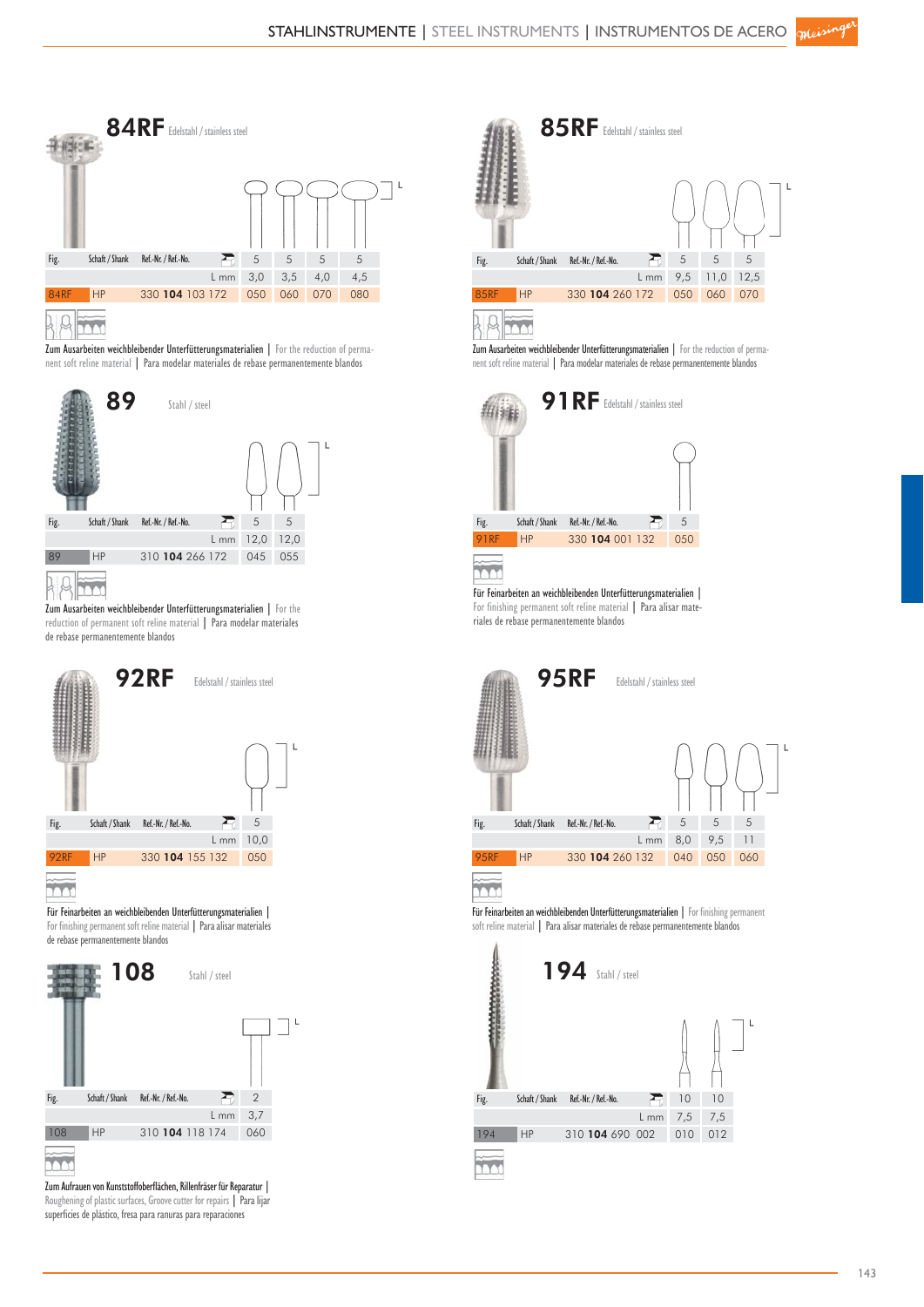## 84RF Edelstahl / stainless steel

| Fig. | Schaft / Shank | Ref.-Nr. / Ref.-No. | | 5 | 5 | 5 | 5 |
|---|---|---|---|---|---|---|---|
| | | | L mm | 3,0 | 3,5 | 4,0 | 4,5 |
| 84RF | HP | 330 **104** 103 172 | | 050 | 060 | 070 | 080 |

Zum Ausarbeiten weichbleibender Unterfütterungsmaterialien | For the reduction of permanent soft reline material | Para modelar materiales de rebase permanentemente blandos

## 85RF Edelstahl / stainless steel

| Fig. | Schaft / Shank | Ref.-Nr. / Ref.-No. | | 5 | 5 | 5 |
|---|---|---|---|---|---|---|
| | | | L mm | 9,5 | 11,0 | 12,5 |
| 85RF | HP | 330 **104** 260 172 | | 050 | 060 | 070 |

Zum Ausarbeiten weichbleibender Unterfütterungsmaterialien | For the reduction of permanent soft reline material | Para modelar materiales de rebase permanentemente blandos

## 89 Stahl / steel

| Fig. | Schaft / Shank | Ref.-Nr. / Ref.-No. | | 5 | 5 |
|---|---|---|---|---|---|
| | | | L mm | 12,0 | 12,0 |
| 89 | HP | 310 **104** 266 172 | | 045 | 055 |

Zum Ausarbeiten weichbleibender Unterfütterungsmaterialien | For the reduction of permanent soft reline material | Para modelar materiales de rebase permanentemente blandos

## 91RF Edelstahl / stainless steel

| Fig. | Schaft / Shank | Ref.-Nr. / Ref.-No. | | 5 |
|---|---|---|---|---|
| 91RF | HP | 330 **104** 001 132 | | 050 |

Für Feinarbeiten an weichbleibenden Unterfütterungsmaterialien | For finishing permanent soft reline material | Para alisar materiales de rebase permanentemente blandos

## 92RF Edelstahl / stainless steel

| Fig. | Schaft / Shank | Ref.-Nr. / Ref.-No. | | 5 |
|---|---|---|---|---|
| | | | L mm | 10,0 |
| 92RF | HP | 330 **104** 155 132 | | 050 |

Für Feinarbeiten an weichbleibenden Unterfütterungsmaterialien | For finishing permanent soft reline material | Para alisar materiales de rebase permanentemente blandos

## 95RF Edelstahl / stainless steel

| Fig. | Schaft / Shank | Ref.-Nr. / Ref.-No. | | 5 | 5 | 5 |
|---|---|---|---|---|---|---|
| | | | L mm | 8,0 | 9,5 | 11 |
| 95RF | HP | 330 **104** 260 132 | | 040 | 050 | 060 |

Für Feinarbeiten an weichbleibenden Unterfütterungsmaterialien | For finishing permanent soft reline material | Para alisar materiales de rebase permanentemente blandos

## 108 Stahl / steel

| Fig. | Schaft / Shank | Ref.-Nr. / Ref.-No. | | 2 |
|---|---|---|---|---|
| | | | L mm | 3,7 |
| 108 | HP | 310 **104** 118 174 | | 060 |

Zum Aufrauen von Kunststoffoberflächen, Rillenfräser für Reparatur | Roughening of plastic surfaces, Groove cutter for repairs | Para lijar superficies de plástico, fresa para ranuras para reparaciones

## 194 Stahl / steel

| Fig. | Schaft / Shank | Ref.-Nr. / Ref.-No. | | 10 | 10 |
|---|---|---|---|---|---|
| | | | L mm | 7,5 | 7,5 |
| 194 | HP | 310 **104** 690 002 | | 010 | 012 |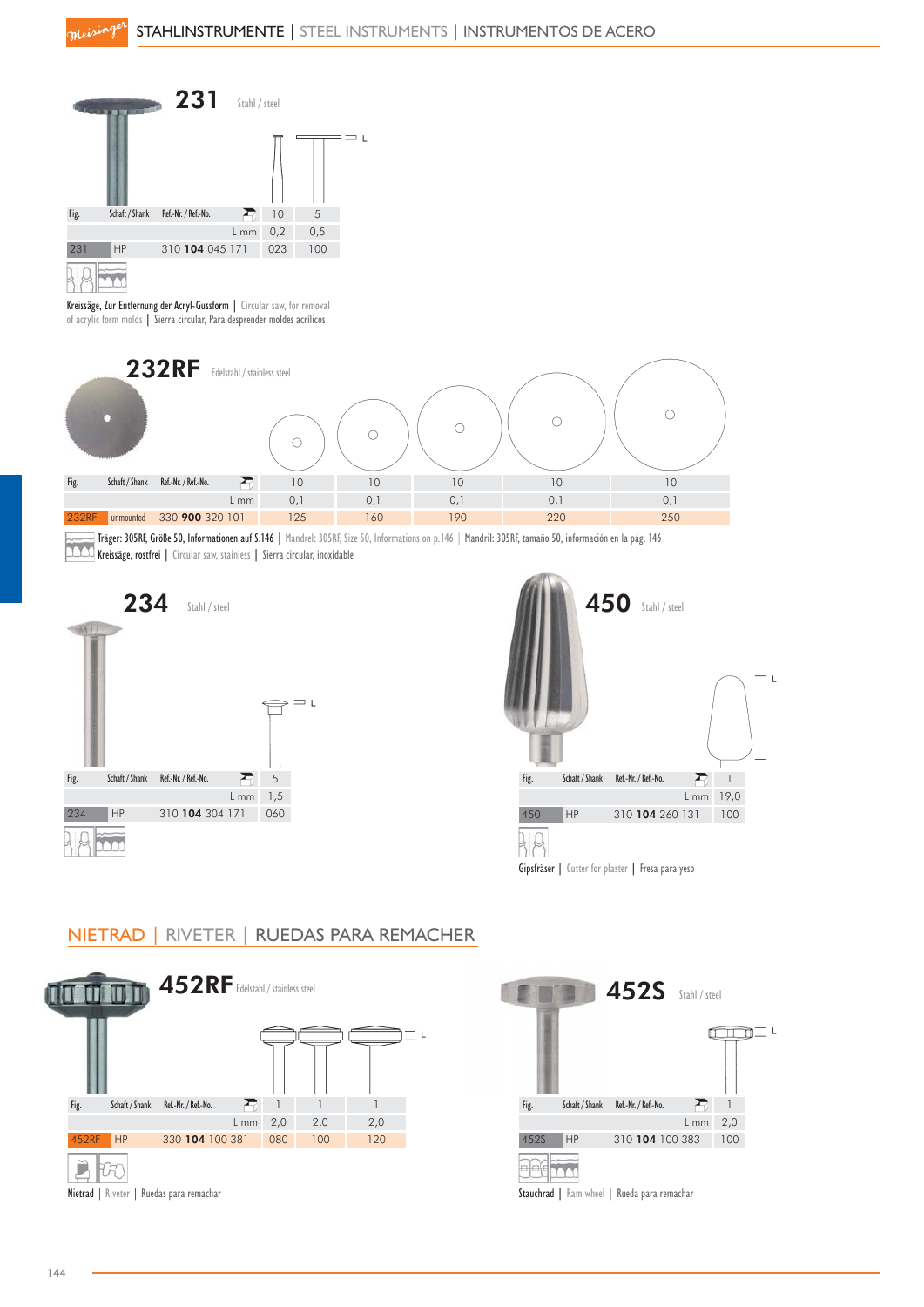# STAHLINSTRUMENTE | STEEL INSTRUMENTS | INSTRUMENTOS DE ACERO

## 231

Stahl / steel

| Fig. | Schaft / Shank | Ref.-Nr. / Ref.-No. | | 10 | 5 |
|---|---|---|---|---|---|
| | | | L mm | 0,2 | 0,5 |
| 231 | HP | 310 **104** 045 171 | | 023 | 100 |

Kreissäge, Zur Entfernung der Acryl-Gussform | Circular saw, for removal of acrylic form molds | Sierra circular, Para desprender moldes acrílicos

## 232RF

Edelstahl / stainless steel

| Fig. | Schaft / Shank | Ref.-Nr. / Ref.-No. | | 10 | 10 | 10 | 10 | 10 |
|---|---|---|---|---|---|---|---|---|
| | | | L mm | 0,1 | 0,1 | 0,1 | 0,1 | 0,1 |
| 232RF | unmounted | 330 **900** 320 101 | | 125 | 160 | 190 | 220 | 250 |

Träger: 305RF, Größe 50, Informationen auf S.146 | Mandrel: 305RF, Size 50, Informations on p.146 | Mandril: 305RF, tamaño 50, información en la pág. 146

Kreissäge, rostfrei | Circular saw, stainless | Sierra circular, inoxidable

## 234

Stahl / steel

| Fig. | Schaft / Shank | Ref.-Nr. / Ref.-No. | | 5 |
|---|---|---|---|---|
| | | | L mm | 1,5 |
| 234 | HP | 310 **104** 304 171 | | 060 |

## 450

Stahl / steel

| Fig. | Schaft / Shank | Ref.-Nr. / Ref.-No. | | 1 |
|---|---|---|---|---|
| | | | L mm | 19,0 |
| 450 | HP | 310 **104** 260 131 | | 100 |

Gipsfräser | Cutter for plaster | Fresa para yeso

## NIETRAD | RIVETER | RUEDAS PARA REMACHER

## 452RF

Edelstahl / stainless steel

| Fig. | Schaft / Shank | Ref.-Nr. / Ref.-No. | | 1 | 1 | 1 |
|---|---|---|---|---|---|---|
| | | | L mm | 2,0 | 2,0 | 2,0 |
| 452RF | HP | 330 **104** 100 381 | | 080 | 100 | 120 |

Nietrad | Riveter | Ruedas para remachar

## 452S

Stahl / steel

| Fig. | Schaft / Shank | Ref.-Nr. / Ref.-No. | | 1 |
|---|---|---|---|---|
| | | | L mm | 2,0 |
| 452S | HP | 310 **104** 100 383 | | 100 |

Stauchrad | Ram wheel | Rueda para remachar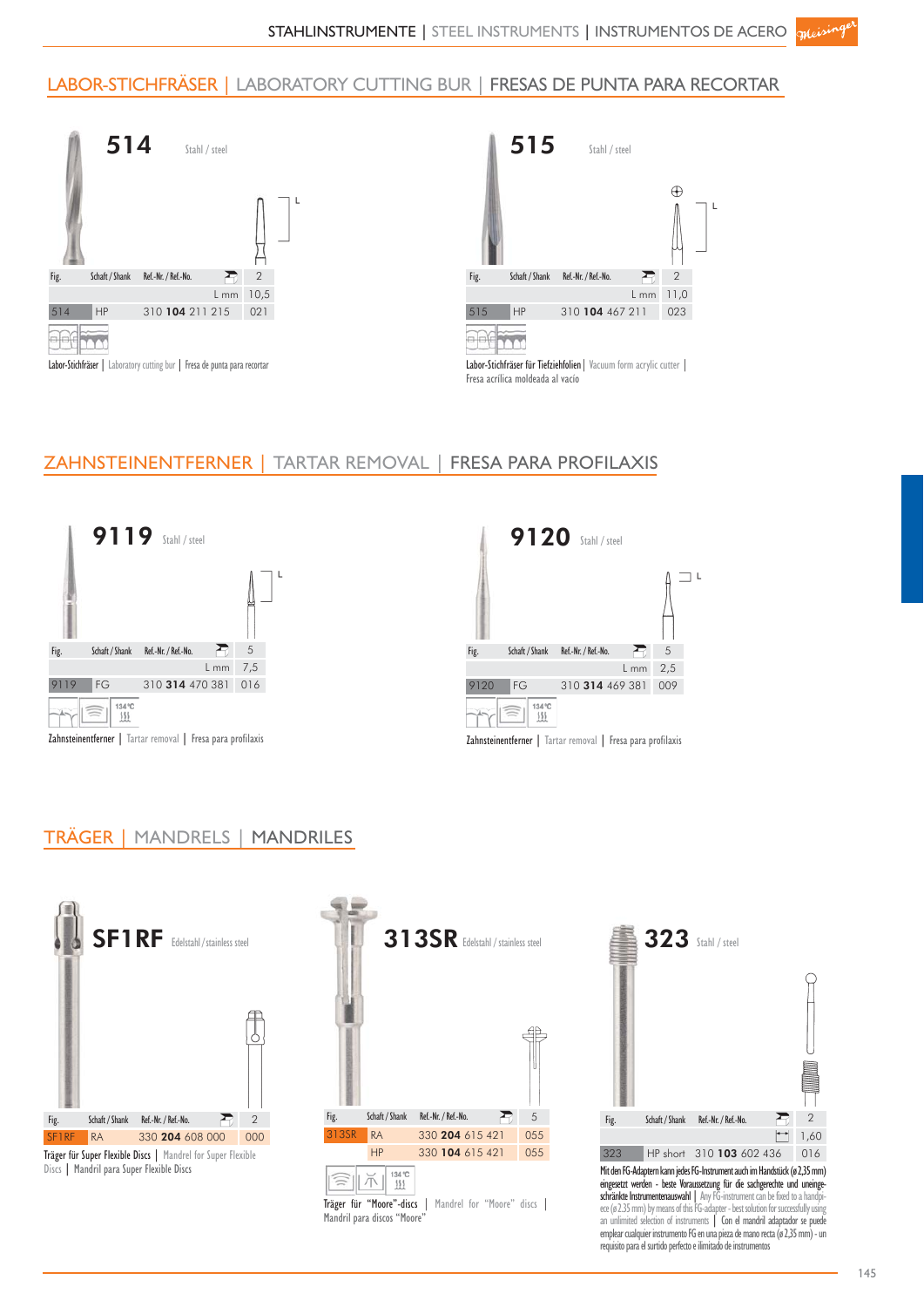## LABOR-STICHFRÄSER | LABORATORY CUTTING BUR | FRESAS DE PUNTA PARA RECORTAR

### 514

Stahl / steel

| Fig. | Schaft / Shank | Ref.-Nr. / Ref.-No. | 2 |
|---|---|---|---|
| | | L mm | 10,5 |
| 514 | HP | 310 **104** 211 215 | 021 |

Labor-Stichfräser | Laboratory cutting bur | Fresa de punta para recortar

### 515

Stahl / steel

| Fig. | Schaft / Shank | Ref.-Nr. / Ref.-No. | 2 |
|---|---|---|---|
| | | L mm | 11,0 |
| 515 | HP | 310 **104** 467 211 | 023 |

Labor-Stichfräser für Tiefziehfolien | Vacuum form acrylic cutter | Fresa acrílica moldeada al vacío

## ZAHNSTEINENTFERNER | TARTAR REMOVAL | FRESA PARA PROFILAXIS

### 9119

Stahl / steel

| Fig. | Schaft / Shank | Ref.-Nr. / Ref.-No. | 5 |
|---|---|---|---|
| | | L mm | 7,5 |
| 9119 | FG | 310 **314** 470 381 | 016 |

134 °C

Zahnsteinentferner | Tartar removal | Fresa para profilaxis

### 9120

Stahl / steel

| Fig. | Schaft / Shank | Ref.-Nr. / Ref.-No. | 5 |
|---|---|---|---|
| | | L mm | 2,5 |
| 9120 | FG | 310 **314** 469 381 | 009 |

134 °C

Zahnsteinentferner | Tartar removal | Fresa para profilaxis

## TRÄGER | MANDRELS | MANDRILES

### SF1RF

Edelstahl / stainless steel

| Fig. | Schaft / Shank | Ref.-Nr. / Ref.-No. | 2 |
|---|---|---|---|
| SF1RF | RA | 330 **204** 608 000 | 000 |

Träger für Super Flexible Discs | Mandrel for Super Flexible Discs | Mandril para Super Flexible Discs

### 313SR

Edelstahl / stainless steel

| Fig. | Schaft / Shank | Ref.-Nr. / Ref.-No. | 5 |
|---|---|---|---|
| 313SR | RA | 330 **204** 615 421 | 055 |
| | HP | 330 **104** 615 421 | 055 |

134 °C

Träger für "Moore"-discs | Mandrel for "Moore" discs | Mandril para discos "Moore"

### 323

Stahl / steel

| Fig. | Schaft / Shank | Ref.-Nr. / Ref.-No. | 2 |
|---|---|---|---|
| | | | 1,60 |
| 323 | HP short | 310 **103** 602 436 | 016 |

Mit den FG-Adaptern kann jedes FG-Instrument auch im Handstück (ø 2,35 mm) eingesetzt werden - beste Voraussetzung für die sachgerechte und uneingeschränkte Instrumentenauswahl | Any FG-instrument can be fixed to a handpiece (ø 2,35 mm) by means of this FG-adapter - best solution for successfully using an unlimited selection of instruments | Con el mandril adaptador se puede emplear cualquier instrumento FG en una pieza de mano recta (ø 2,35 mm) - un requisito para el surtido perfecto e ilimitado de instrumentos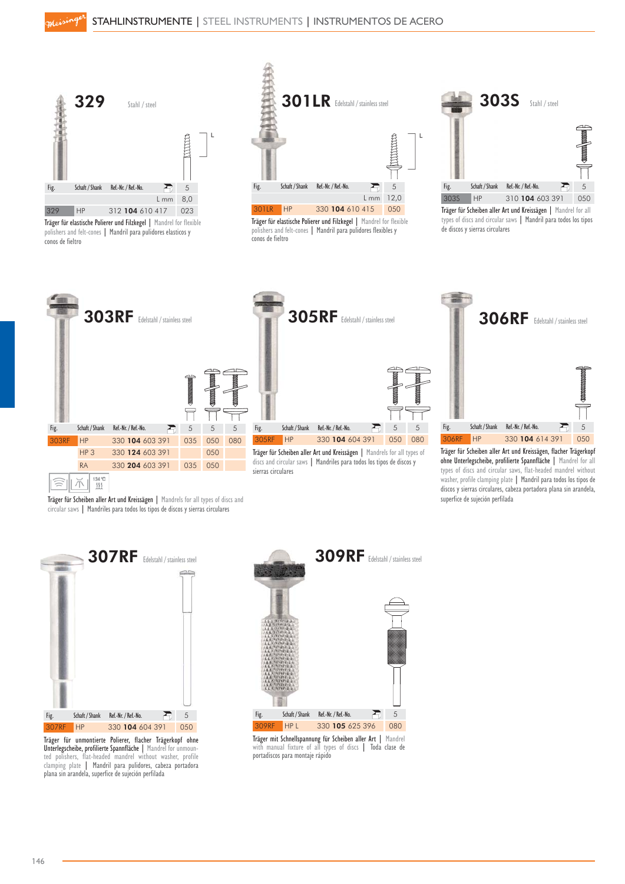# STAHLINSTRUMENTE | STEEL INSTRUMENTS | INSTRUMENTOS DE ACERO

## 329

Stahl / steel

| Fig. | Schaft / Shank | Ref.-Nr. / Ref.-No. | 5 |
|---|---|---|---|
| | | L mm | 8,0 |
| 329 | HP | 312 **104** 610 417 | 023 |

Träger für elastische Polierer und Filzkegel | Mandrel for flexible polishers and felt-cones | Mandril para pulidores elasticos y conos de fieltro

## 301LR

Edelstahl / stainless steel

| Fig. | Schaft / Shank | Ref.-Nr. / Ref.-No. | 5 |
|---|---|---|---|
| | | L mm | 12,0 |
| 301LR | HP | 330 **104** 610 415 | 050 |

Träger für elastische Polierer und Filzkegel | Mandrel for flexible polishers and felt-cones | Mandril para pulidores flexibles y conos de fieltro

## 303S

Stahl / steel

| Fig. | Schaft / Shank | Ref.-Nr. / Ref.-No. | 5 |
|---|---|---|---|
| 303S | HP | 310 **104** 603 391 | 050 |

Träger für Scheiben aller Art und Kreissägen | Mandrel for all types of discs and circular saws | Mandril para todos los tipos de discos y sierras circulares

## 303RF

Edelstahl / stainless steel

| Fig. | Schaft / Shank | Ref.-Nr. / Ref.-No. | 5 | 5 | 5 |
|---|---|---|---|---|---|
| 303RF | HP | 330 **104** 603 391 | 035 | 050 | 080 |
| | HP 3 | 330 **124** 603 391 | | 050 | |
| | RA | 330 **204** 603 391 | 035 | 050 | |

134 °C

Träger für Scheiben aller Art und Kreissägen | Mandrels for all types of discs and circular saws | Mandriles para todos los tipos de discos y sierras circulares

## 305RF

Edelstahl / stainless steel

| Fig. | Schaft / Shank | Ref.-Nr. / Ref.-No. | 5 | 5 |
|---|---|---|---|---|
| 305RF | HP | 330 **104** 604 391 | 050 | 080 |

Träger für Scheiben aller Art und Kreissägen | Mandrels for all types of discs and circular saws | Mandriles para todos los tipos de discos y sierras circulares

## 306RF

Edelstahl / stainless steel

| Fig. | Schaft / Shank | Ref.-Nr. / Ref.-No. | 5 |
|---|---|---|---|
| 306RF | HP | 330 **104** 614 391 | 050 |

Träger für Scheiben aller Art und Kreissägen, flacher Trägerkopf ohne Unterlegscheibe, profilierte Spannfläche | Mandrel for all types of discs and circular saws, flat-headed mandrel without washer, profile clamping plate | Mandril para todos los tipos de discos y sierras circulares, cabeza portadora plana sin arandela, superfice de sujeción perfilada

## 307RF

Edelstahl / stainless steel

| Fig. | Schaft / Shank | Ref.-Nr. / Ref.-No. | 5 |
|---|---|---|---|
| 307RF | HP | 330 **104** 604 391 | 050 |

Träger für unmontierte Polierer, flacher Trägerkopf ohne Unterlegscheibe, profilierte Spannfläche | Mandrel for unmounted polishers, flat-headed mandrel without washer, profile clamping plate | Mandril para pulidores, cabeza portadora plana sin arandela, superfice de sujeción perfilada

## 309RF

Edelstahl / stainless steel

| Fig. | Schaft / Shank | Ref.-Nr. / Ref.-No. | 5 |
|---|---|---|---|
| 309RF | HP L | 330 **105** 625 396 | 080 |

Träger mit Schnellspannung für Scheiben aller Art | Mandrel with manual fixture of all types of discs | Toda clase de portadiscos para montaje rápido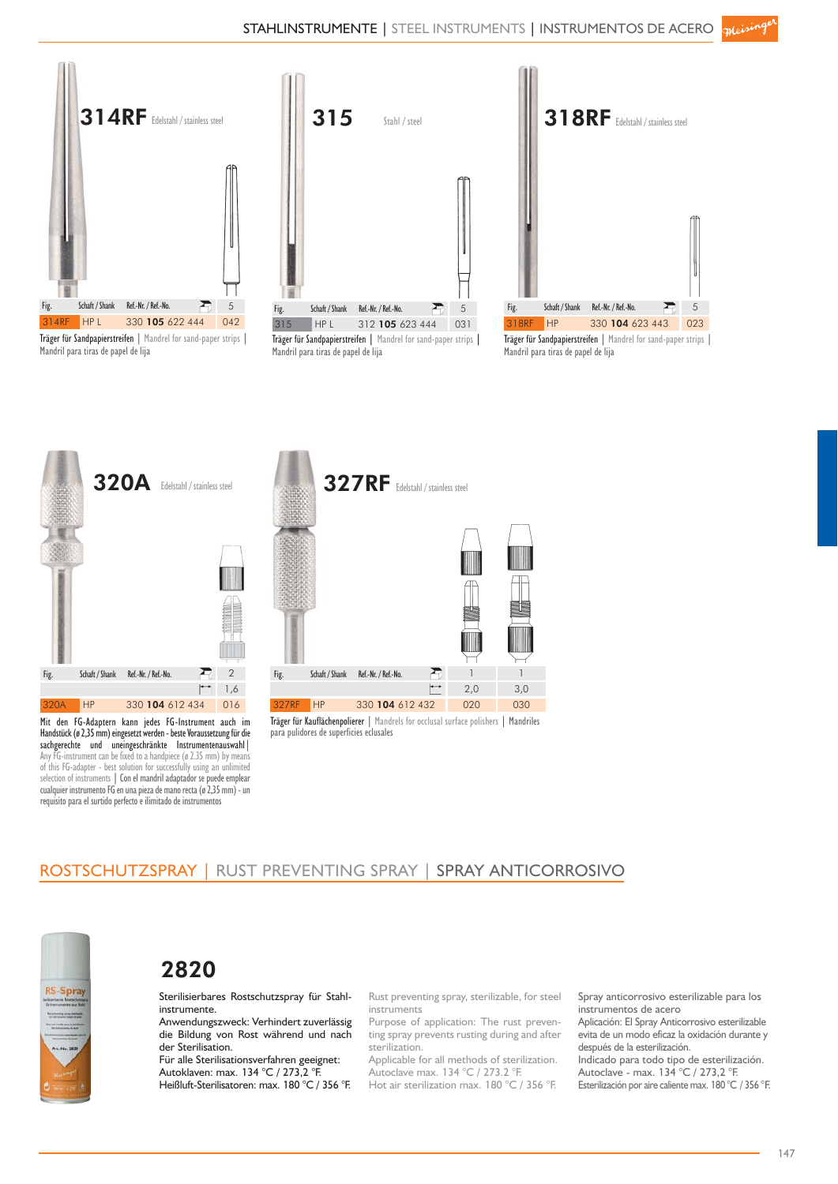## STAHLINSTRUMENTE | STEEL INSTRUMENTS | INSTRUMENTOS DE ACERO

### 314RF Edelstahl / stainless steel

| Fig. | Schaft / Shank | Ref.-Nr. / Ref.-No. | 5 |
|---|---|---|---|
| 314RF | HP L | 330 **105** 622 444 | 042 |

Träger für Sandpapierstreifen | Mandrel for sand-paper strips | Mandril para tiras de papel de lija

### 315 Stahl / steel

| Fig. | Schaft / Shank | Ref.-Nr. / Ref.-No. | 5 |
|---|---|---|---|
| 315 | HP L | 312 **105** 623 444 | 031 |

Träger für Sandpapierstreifen | Mandrel for sand-paper strips | Mandril para tiras de papel de lija

### 318RF Edelstahl / stainless steel

| Fig. | Schaft / Shank | Ref.-Nr. / Ref.-No. | 5 |
|---|---|---|---|
| 318RF | HP | 330 **104** 623 443 | 023 |

Träger für Sandpapierstreifen | Mandrel for sand-paper strips | Mandril para tiras de papel de lija

### 320A Edelstahl / stainless steel

| Fig. | Schaft / Shank | Ref.-Nr. / Ref.-No. | 2 |
|---|---|---|---|
| | | | 1,6 |
| 320A | HP | 330 **104** 612 434 | 016 |

Mit den FG-Adaptern kann jedes FG-Instrument auch im Handstück (ø 2,35 mm) eingesetzt werden - beste Voraussetzung für die sachgerechte und uneingeschränkte Instrumentenauswahl | Any FG-instrument can be fixed to a handpiece (ø 2.35 mm) by means of this FG-adapter - best solution for successfully using an unlimited selection of instruments | Con el mandril adaptador se puede emplear cualquier instrumento FG en una pieza de mano recta (ø 2,35 mm) - un requisito para el surtido perfecto e ilimitado de instrumentos

### 327RF Edelstahl / stainless steel

| Fig. | Schaft / Shank | Ref.-Nr. / Ref.-No. | 1 | 1 |
|---|---|---|---|---|
| | | | 2,0 | 3,0 |
| 327RF | HP | 330 **104** 612 432 | 020 | 030 |

Träger für Kauflächenpolierer | Mandrels for occlusal surface polishers | Mandriles para pulidores de superficies eclusales

## ROSTSCHUTZSPRAY | RUST PREVENTING SPRAY | SPRAY ANTICORROSIVO

### 2820

Sterilisierbares Rostschutzspray für Stahlinstrumente.
Anwendungszweck: Verhindert zuverlässig die Bildung von Rost während und nach der Sterilisation.
Für alle Sterilisationsverfahren geeignet:
Autoklaven: max. 134 °C / 273,2 °F.
Heißluft-Sterilisatoren: max. 180 °C / 356 °F.

Rust preventing spray, sterilizable, for steel instruments
Purpose of application: The rust preventing spray prevents rusting during and after sterilization.
Applicable for all methods of sterilization.
Autoclave max. 134 °C / 273.2 °F.
Hot air sterilization max. 180 °C / 356 °F.

Spray anticorrosivo esterilizable para los instrumentos de acero
Aplicación: El Spray Anticorrosivo esterilizable evita de un modo eficaz la oxidación durante y después de la esterilización.
Indicado para todo tipo de esterilización.
Autoclave - max. 134 °C / 273,2 °F.
Esterilización por aire caliente max. 180 °C / 356 °F.